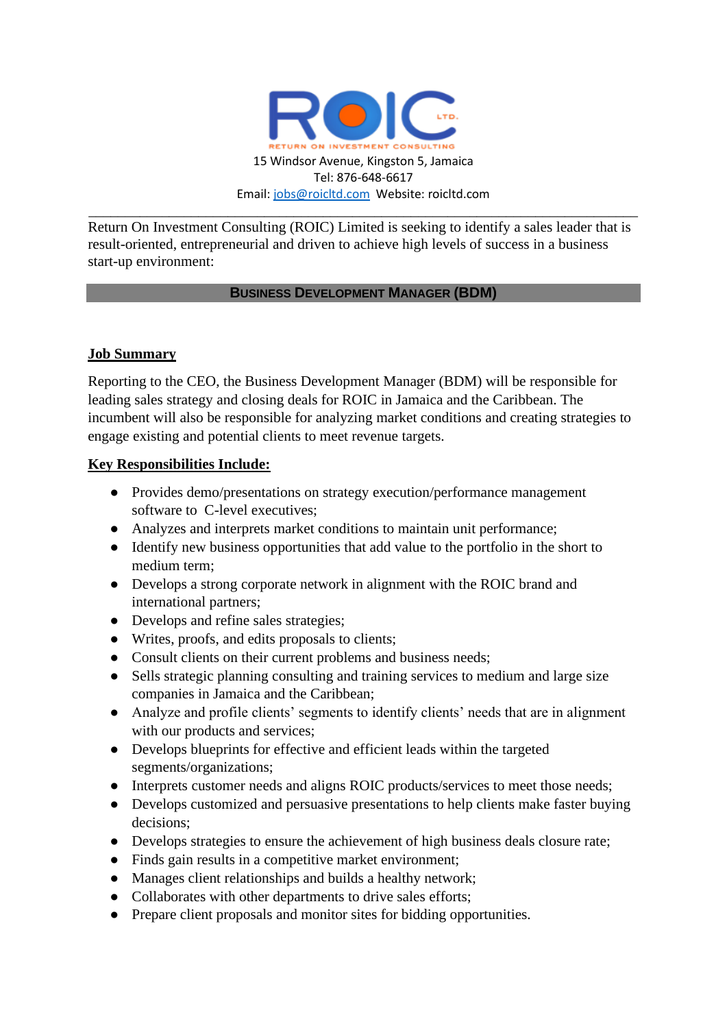ROIC LTD.

RETURN ON INVESTMENT CONSULTING

15 Windsor Avenue, Kingston 5, Jamaica
Tel: 876-648-6617
Email: jobs@roicltd.com Website: roicltd.com

---

Return On Investment Consulting (ROIC) Limited is seeking to identify a sales leader that is result-oriented, entrepreneurial and driven to achieve high levels of success in a business start-up environment:

## BUSINESS DEVELOPMENT MANAGER (BDM)

### Job Summary

Reporting to the CEO, the Business Development Manager (BDM) will be responsible for leading sales strategy and closing deals for ROIC in Jamaica and the Caribbean. The incumbent will also be responsible for analyzing market conditions and creating strategies to engage existing and potential clients to meet revenue targets.

### Key Responsibilities Include:

- Provides demo/presentations on strategy execution/performance management software to C-level executives;
- Analyzes and interprets market conditions to maintain unit performance;
- Identify new business opportunities that add value to the portfolio in the short to medium term;
- Develops a strong corporate network in alignment with the ROIC brand and international partners;
- Develops and refine sales strategies;
- Writes, proofs, and edits proposals to clients;
- Consult clients on their current problems and business needs;
- Sells strategic planning consulting and training services to medium and large size companies in Jamaica and the Caribbean;
- Analyze and profile clients' segments to identify clients' needs that are in alignment with our products and services;
- Develops blueprints for effective and efficient leads within the targeted segments/organizations;
- Interprets customer needs and aligns ROIC products/services to meet those needs;
- Develops customized and persuasive presentations to help clients make faster buying decisions;
- Develops strategies to ensure the achievement of high business deals closure rate;
- Finds gain results in a competitive market environment;
- Manages client relationships and builds a healthy network;
- Collaborates with other departments to drive sales efforts;
- Prepare client proposals and monitor sites for bidding opportunities.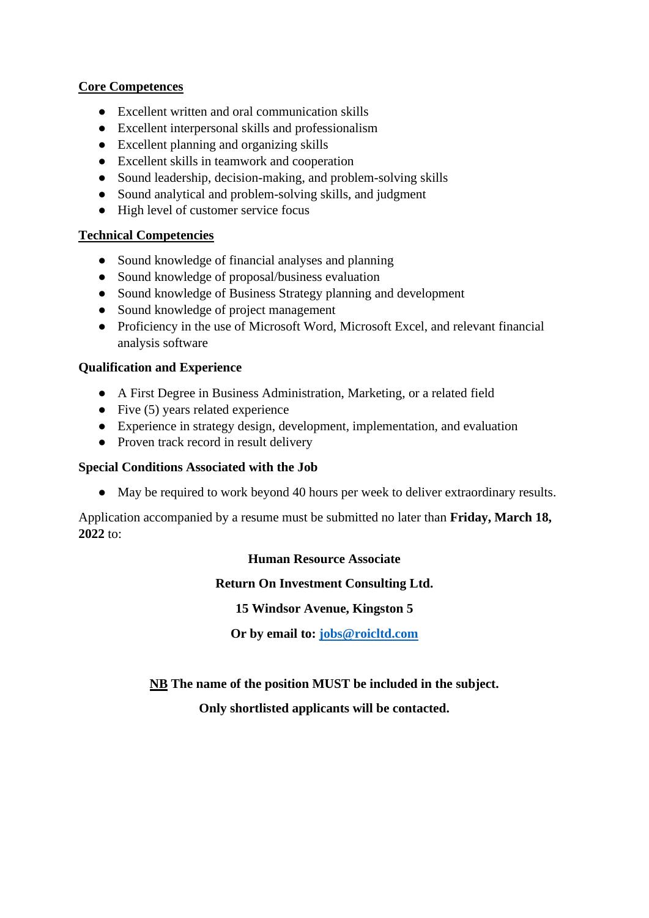**Core Competences**

- Excellent written and oral communication skills
- Excellent interpersonal skills and professionalism
- Excellent planning and organizing skills
- Excellent skills in teamwork and cooperation
- Sound leadership, decision-making, and problem-solving skills
- Sound analytical and problem-solving skills, and judgment
- High level of customer service focus

**Technical Competencies**

- Sound knowledge of financial analyses and planning
- Sound knowledge of proposal/business evaluation
- Sound knowledge of Business Strategy planning and development
- Sound knowledge of project management
- Proficiency in the use of Microsoft Word, Microsoft Excel, and relevant financial analysis software

**Qualification and Experience**

- A First Degree in Business Administration, Marketing, or a related field
- Five (5) years related experience
- Experience in strategy design, development, implementation, and evaluation
- Proven track record in result delivery

**Special Conditions Associated with the Job**

- May be required to work beyond 40 hours per week to deliver extraordinary results.

Application accompanied by a resume must be submitted no later than **Friday, March 18, 2022** to:

**Human Resource Associate**

**Return On Investment Consulting Ltd.**

**15 Windsor Avenue, Kingston 5**

**Or by email to: jobs@roicltd.com**

**NB The name of the position MUST be included in the subject.**

**Only shortlisted applicants will be contacted.**